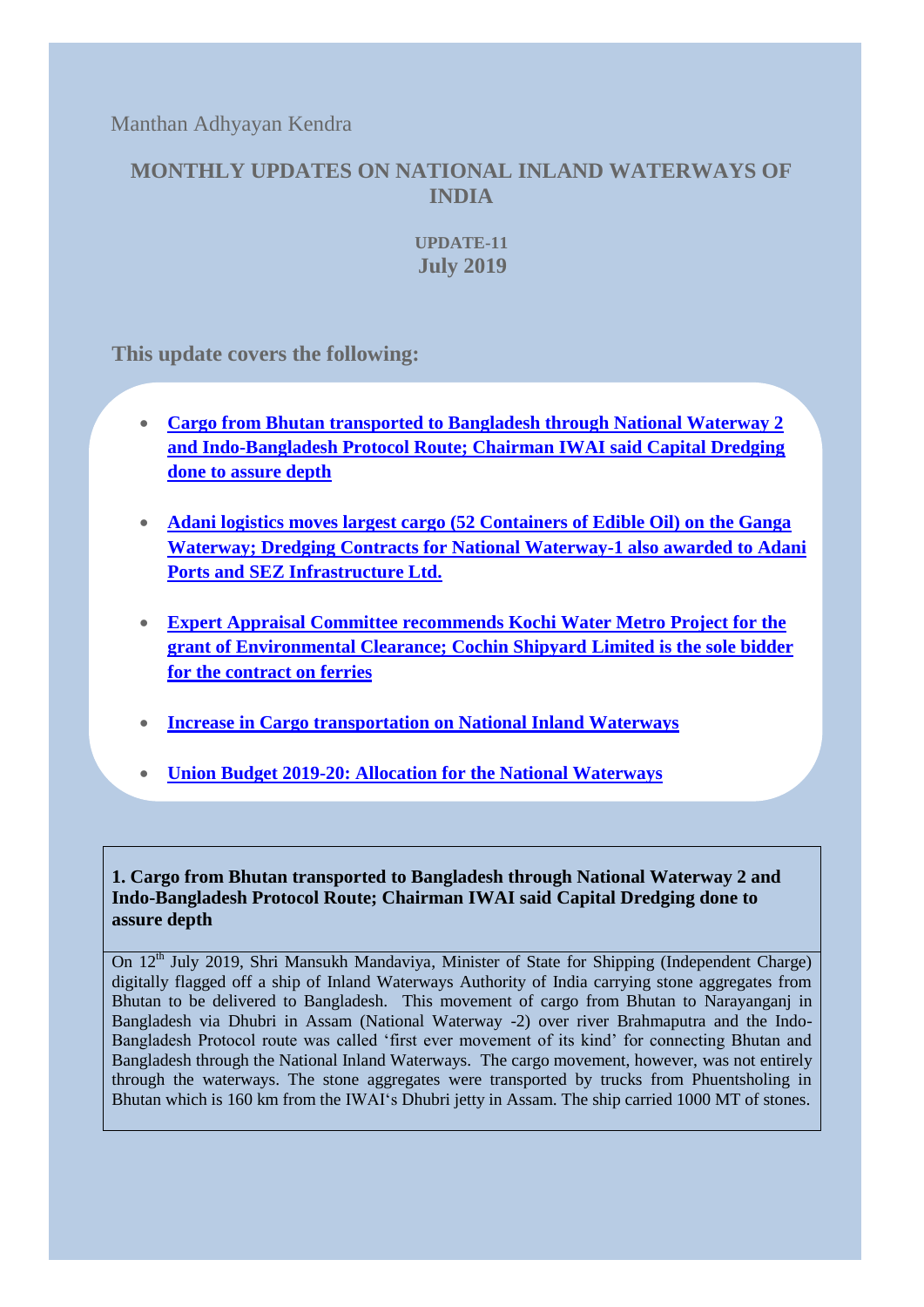Manthan Adhyayan Kendra

# MONTHLY UPDATES ON NATIONAL INLAND WATERWAYS OF INDIA

**UPDATE-11**
**July 2019**

## This update covers the following:

- **Cargo from Bhutan transported to Bangladesh through National Waterway 2 and Indo-Bangladesh Protocol Route; Chairman IWAI said Capital Dredging done to assure depth**
- **Adani logistics moves largest cargo (52 Containers of Edible Oil) on the Ganga Waterway; Dredging Contracts for National Waterway-1 also awarded to Adani Ports and SEZ Infrastructure Ltd.**
- **Expert Appraisal Committee recommends Kochi Water Metro Project for the grant of Environmental Clearance; Cochin Shipyard Limited is the sole bidder for the contract on ferries**
- **Increase in Cargo transportation on National Inland Waterways**
- **Union Budget 2019-20: Allocation for the National Waterways**

### 1. Cargo from Bhutan transported to Bangladesh through National Waterway 2 and Indo-Bangladesh Protocol Route; Chairman IWAI said Capital Dredging done to assure depth

On 12th July 2019, Shri Mansukh Mandaviya, Minister of State for Shipping (Independent Charge) digitally flagged off a ship of Inland Waterways Authority of India carrying stone aggregates from Bhutan to be delivered to Bangladesh. This movement of cargo from Bhutan to Narayanganj in Bangladesh via Dhubri in Assam (National Waterway -2) over river Brahmaputra and the Indo-Bangladesh Protocol route was called 'first ever movement of its kind' for connecting Bhutan and Bangladesh through the National Inland Waterways. The cargo movement, however, was not entirely through the waterways. The stone aggregates were transported by trucks from Phuentsholing in Bhutan which is 160 km from the IWAI's Dhubri jetty in Assam. The ship carried 1000 MT of stones.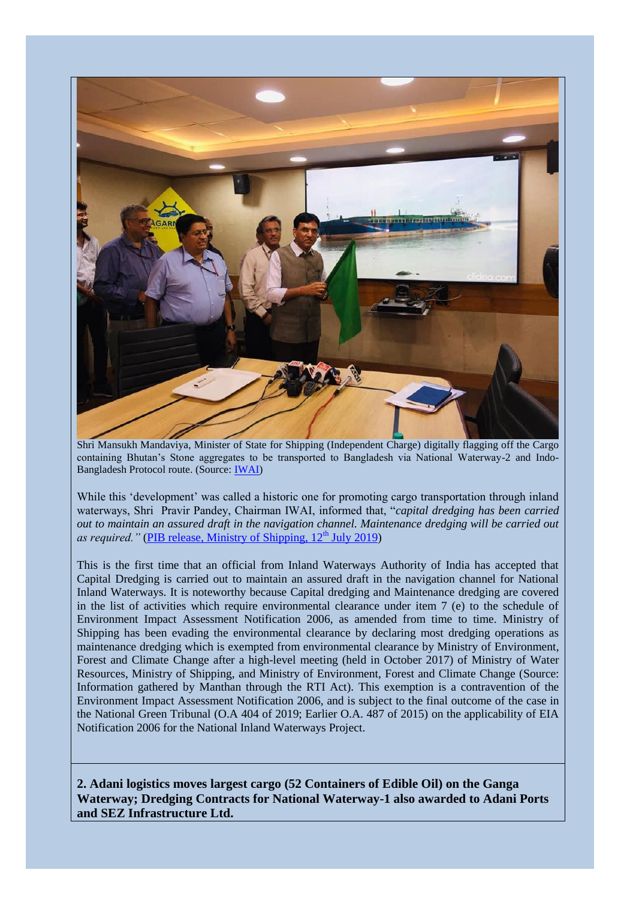Shri Mansukh Mandaviya, Minister of State for Shipping (Independent Charge) digitally flagging off the Cargo containing Bhutan's Stone aggregates to be transported to Bangladesh via National Waterway-2 and Indo-Bangladesh Protocol route. (Source: [IWAI])

While this 'development' was called a historic one for promoting cargo transportation through inland waterways, Shri Pravir Pandey, Chairman IWAI, informed that, "*capital dredging has been carried out to maintain an assured draft in the navigation channel. Maintenance dredging will be carried out as required.*" ([PIB release, Ministry of Shipping, 12th July 2019])

This is the first time that an official from Inland Waterways Authority of India has accepted that Capital Dredging is carried out to maintain an assured draft in the navigation channel for National Inland Waterways. It is noteworthy because Capital dredging and Maintenance dredging are covered in the list of activities which require environmental clearance under item 7 (e) to the schedule of Environment Impact Assessment Notification 2006, as amended from time to time. Ministry of Shipping has been evading the environmental clearance by declaring most dredging operations as maintenance dredging which is exempted from environmental clearance by Ministry of Environment, Forest and Climate Change after a high-level meeting (held in October 2017) of Ministry of Water Resources, Ministry of Shipping, and Ministry of Environment, Forest and Climate Change (Source: Information gathered by Manthan through the RTI Act). This exemption is a contravention of the Environment Impact Assessment Notification 2006, and is subject to the final outcome of the case in the National Green Tribunal (O.A 404 of 2019; Earlier O.A. 487 of 2015) on the applicability of EIA Notification 2006 for the National Inland Waterways Project.

**2. Adani logistics moves largest cargo (52 Containers of Edible Oil) on the Ganga Waterway; Dredging Contracts for National Waterway-1 also awarded to Adani Ports and SEZ Infrastructure Ltd.**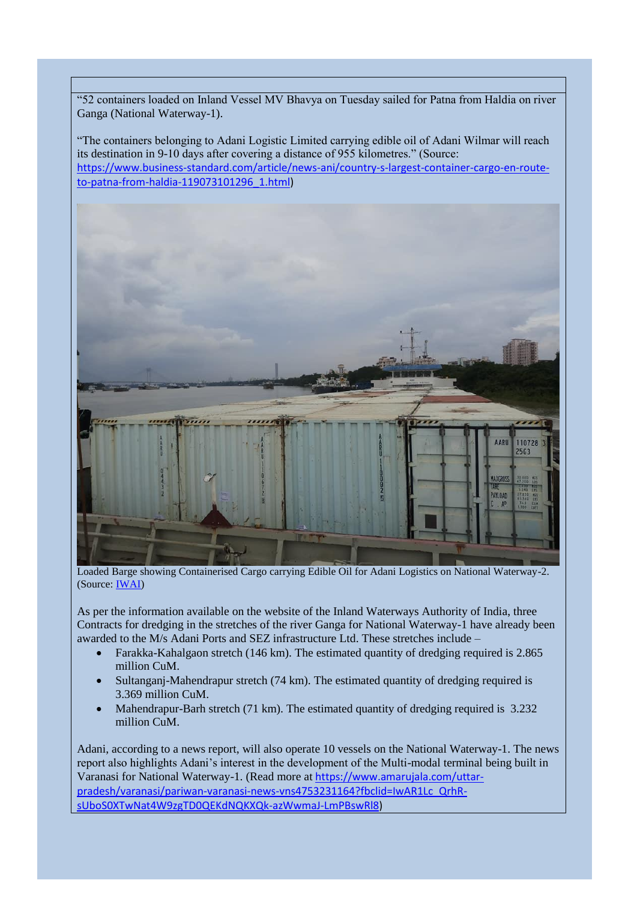“52 containers loaded on Inland Vessel MV Bhavya on Tuesday sailed for Patna from Haldia on river Ganga (National Waterway-1).

“The containers belonging to Adani Logistic Limited carrying edible oil of Adani Wilmar will reach its destination in 9-10 days after covering a distance of 955 kilometres.” (Source: https://www.business-standard.com/article/news-ani/country-s-largest-container-cargo-en-route-to-patna-from-haldia-119073101296_1.html)

Loaded Barge showing Containerised Cargo carrying Edible Oil for Adani Logistics on National Waterway-2. (Source: IWAI)

As per the information available on the website of the Inland Waterways Authority of India, three Contracts for dredging in the stretches of the river Ganga for National Waterway-1 have already been awarded to the M/s Adani Ports and SEZ infrastructure Ltd. These stretches include –

- Farakka-Kahalgaon stretch (146 km). The estimated quantity of dredging required is 2.865 million CuM.
- Sultanganj-Mahendrapur stretch (74 km). The estimated quantity of dredging required is 3.369 million CuM.
- Mahendrapur-Barh stretch (71 km). The estimated quantity of dredging required is 3.232 million CuM.

Adani, according to a news report, will also operate 10 vessels on the National Waterway-1. The news report also highlights Adani’s interest in the development of the Multi-modal terminal being built in Varanasi for National Waterway-1. (Read more at https://www.amarujala.com/uttar-pradesh/varanasi/pariwan-varanasi-news-vns4753231164?fbclid=IwAR1Lc_QrhR-sUboS0XTwNat4W9zgTD0QEKdNQKXQk-azWwmaJ-LmPBswRl8)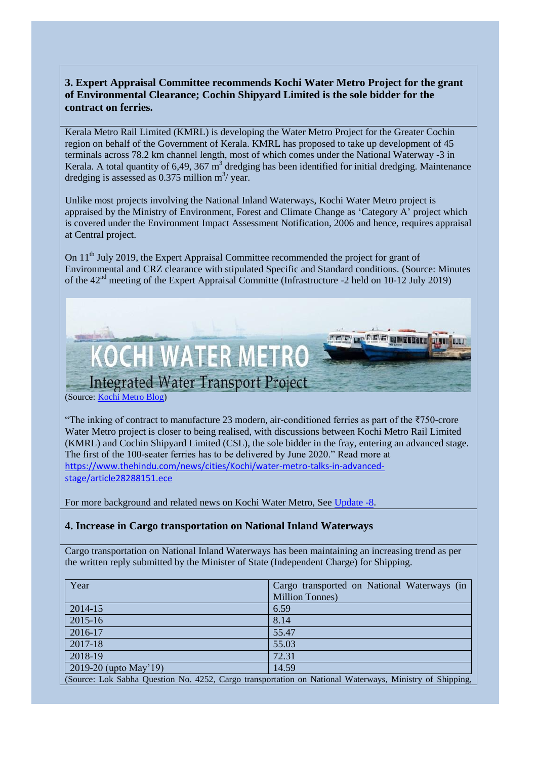### 3. Expert Appraisal Committee recommends Kochi Water Metro Project for the grant of Environmental Clearance; Cochin Shipyard Limited is the sole bidder for the contract on ferries.

Kerala Metro Rail Limited (KMRL) is developing the Water Metro Project for the Greater Cochin region on behalf of the Government of Kerala. KMRL has proposed to take up development of 45 terminals across 78.2 km channel length, most of which comes under the National Waterway -3 in Kerala. A total quantity of 6,49, 367 $m^3$ dredging has been identified for initial dredging. Maintenance dredging is assessed as 0.375 million $m^3$/ year.

Unlike most projects involving the National Inland Waterways, Kochi Water Metro project is appraised by the Ministry of Environment, Forest and Climate Change as 'Category A' project which is covered under the Environment Impact Assessment Notification, 2006 and hence, requires appraisal at Central project.

On 11th July 2019, the Expert Appraisal Committee recommended the project for grant of Environmental and CRZ clearance with stipulated Specific and Standard conditions. (Source: Minutes of the 42nd meeting of the Expert Appraisal Committe (Infrastructure -2 held on 10-12 July 2019)

KOCHI WATER METRO

Integrated Water Transport Project

(Source: Kochi Metro Blog)

"The inking of contract to manufacture 23 modern, air-conditioned ferries as part of the ₹750-crore Water Metro project is closer to being realised, with discussions between Kochi Metro Rail Limited (KMRL) and Cochin Shipyard Limited (CSL), the sole bidder in the fray, entering an advanced stage. The first of the 100-seater ferries has to be delivered by June 2020." Read more at https://www.thehindu.com/news/cities/Kochi/water-metro-talks-in-advanced-stage/article28288151.ece

For more background and related news on Kochi Water Metro, See Update -8.

### 4. Increase in Cargo transportation on National Inland Waterways

Cargo transportation on National Inland Waterways has been maintaining an increasing trend as per the written reply submitted by the Minister of State (Independent Charge) for Shipping.

| Year | Cargo transported on National Waterways (in Million Tonnes) |
|---|---|
| 2014-15 | 6.59 |
| 2015-16 | 8.14 |
| 2016-17 | 55.47 |
| 2017-18 | 55.03 |
| 2018-19 | 72.31 |
| 2019-20 (upto May'19) | 14.59 |

(Source: Lok Sabha Question No. 4252, Cargo transportation on National Waterways, Ministry of Shipping,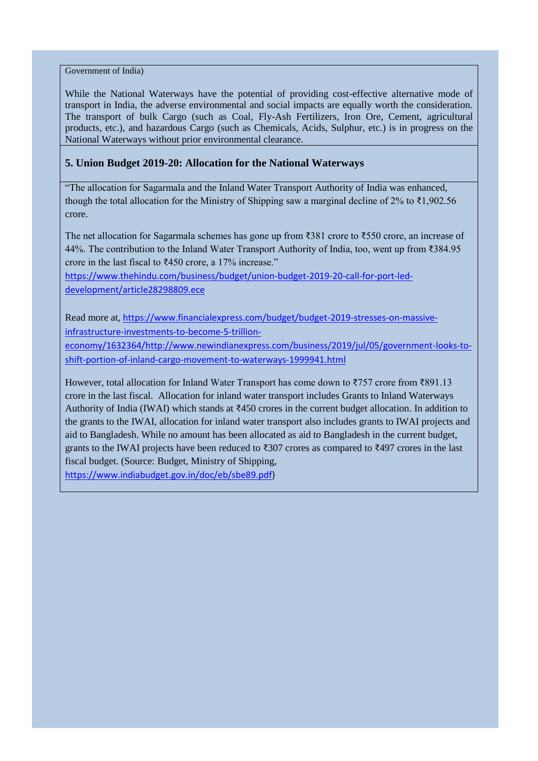Government of India)

While the National Waterways have the potential of providing cost-effective alternative mode of transport in India, the adverse environmental and social impacts are equally worth the consideration. The transport of bulk Cargo (such as Coal, Fly-Ash Fertilizers, Iron Ore, Cement, agricultural products, etc.), and hazardous Cargo (such as Chemicals, Acids, Sulphur, etc.) is in progress on the National Waterways without prior environmental clearance.

## 5. Union Budget 2019-20: Allocation for the National Waterways

"The allocation for Sagarmala and the Inland Water Transport Authority of India was enhanced, though the total allocation for the Ministry of Shipping saw a marginal decline of 2% to ₹1,902.56 crore.

The net allocation for Sagarmala schemes has gone up from ₹381 crore to ₹550 crore, an increase of 44%. The contribution to the Inland Water Transport Authority of India, too, went up from ₹384.95 crore in the last fiscal to ₹450 crore, a 17% increase."
https://www.thehindu.com/business/budget/union-budget-2019-20-call-for-port-led-development/article28298809.ece

Read more at, https://www.financialexpress.com/budget/budget-2019-stresses-on-massive-infrastructure-investments-to-become-5-trillion-economy/1632364/http://www.newindianexpress.com/business/2019/jul/05/government-looks-to-shift-portion-of-inland-cargo-movement-to-waterways-1999941.html

However, total allocation for Inland Water Transport has come down to ₹757 crore from ₹891.13 crore in the last fiscal. Allocation for inland water transport includes Grants to Inland Waterways Authority of India (IWAI) which stands at ₹450 crores in the current budget allocation. In addition to the grants to the IWAI, allocation for inland water transport also includes grants to IWAI projects and aid to Bangladesh. While no amount has been allocated as aid to Bangladesh in the current budget, grants to the IWAI projects have been reduced to ₹307 crores as compared to ₹497 crores in the last fiscal budget. (Source: Budget, Ministry of Shipping, https://www.indiabudget.gov.in/doc/eb/sbe89.pdf)